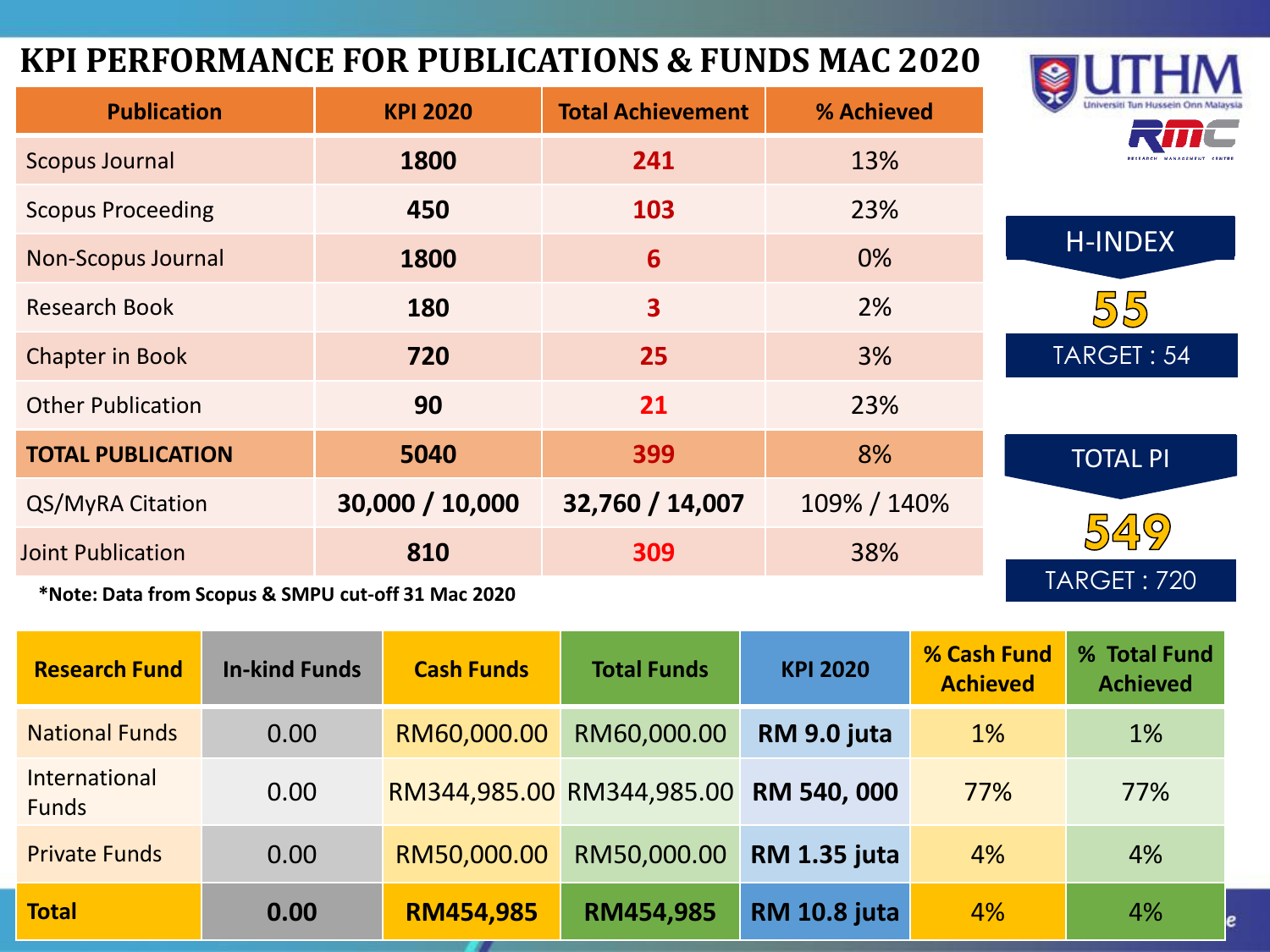# KPI PERFORMANCE FOR PUBLICATIONS & FUNDS MAC 2020

UTHM
Universiti Tun Hussein Onn Malaysia
RMC
RESEARCH MANAGEMENT CENTRE

| Publication | KPI 2020 | Total Achievement | % Achieved |
|---|---|---|---|
| Scopus Journal | **1800** | **241** | 13% |
| Scopus Proceeding | **450** | **103** | 23% |
| Non-Scopus Journal | **1800** | **6** | 0% |
| Research Book | **180** | **3** | 2% |
| Chapter in Book | **720** | **25** | 3% |
| Other Publication | **90** | **21** | 23% |
| **TOTAL PUBLICATION** | **5040** | **399** | 8% |
| QS/MyRA Citation | **30,000 / 10,000** | **32,760 / 14,007** | 109% / 140% |
| Joint Publication | **810** | **309** | 38% |

***Note: Data from Scopus & SMPU cut-off 31 Mac 2020**

**H-INDEX**

**55**

TARGET : 54

**TOTAL PI**

**549**

TARGET : 720

| Research Fund | In-kind Funds | Cash Funds | Total Funds | KPI 2020 | % Cash Fund Achieved | % Total Fund Achieved |
|---|---|---|---|---|---|---|
| National Funds | 0.00 | RM60,000.00 | RM60,000.00 | **RM 9.0 juta** | 1% | 1% |
| International Funds | 0.00 | RM344,985.00 | RM344,985.00 | **RM 540, 000** | 77% | 77% |
| Private Funds | 0.00 | RM50,000.00 | RM50,000.00 | **RM 1.35 juta** | 4% | 4% |
| **Total** | **0.00** | **RM454,985** | **RM454,985** | **RM 10.8 juta** | 4% | 4% |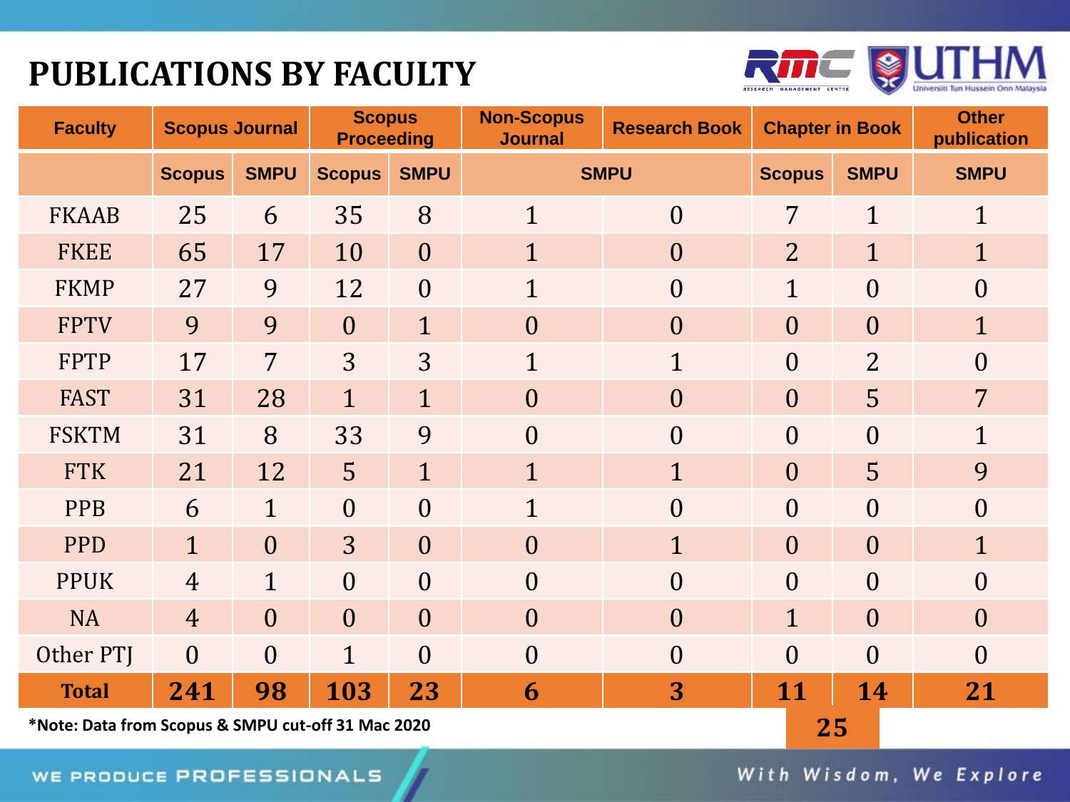# PUBLICATIONS BY FACULTY

| Faculty | Scopus Journal | | Scopus Proceeding | | Non-Scopus Journal | Research Book | Chapter in Book | | Other publication |
|---|---|---|---|---|---|---|---|---|---|
| | Scopus | SMPU | Scopus | SMPU | SMPU | | Scopus | SMPU | SMPU |
| FKAAB | 25 | 6 | 35 | 8 | 1 | 0 | 7 | 1 | 1 |
| FKEE | 65 | 17 | 10 | 0 | 1 | 0 | 2 | 1 | 1 |
| FKMP | 27 | 9 | 12 | 0 | 1 | 0 | 1 | 0 | 0 |
| FPTV | 9 | 9 | 0 | 1 | 0 | 0 | 0 | 0 | 1 |
| FPTP | 17 | 7 | 3 | 3 | 1 | 1 | 0 | 2 | 0 |
| FAST | 31 | 28 | 1 | 1 | 0 | 0 | 0 | 5 | 7 |
| FSKTM | 31 | 8 | 33 | 9 | 0 | 0 | 0 | 0 | 1 |
| FTK | 21 | 12 | 5 | 1 | 1 | 1 | 0 | 5 | 9 |
| PPB | 6 | 1 | 0 | 0 | 1 | 0 | 0 | 0 | 0 |
| PPD | 1 | 0 | 3 | 0 | 0 | 1 | 0 | 0 | 1 |
| PPUK | 4 | 1 | 0 | 0 | 0 | 0 | 0 | 0 | 0 |
| NA | 4 | 0 | 0 | 0 | 0 | 0 | 1 | 0 | 0 |
| Other PTJ | 0 | 0 | 1 | 0 | 0 | 0 | 0 | 0 | 0 |
| **Total** | **241** | **98** | **103** | **23** | **6** | **3** | **11** | **14** | **21** |
| | | | | | | | **25** | | |

**\*Note: Data from Scopus & SMPU cut-off 31 Mac 2020**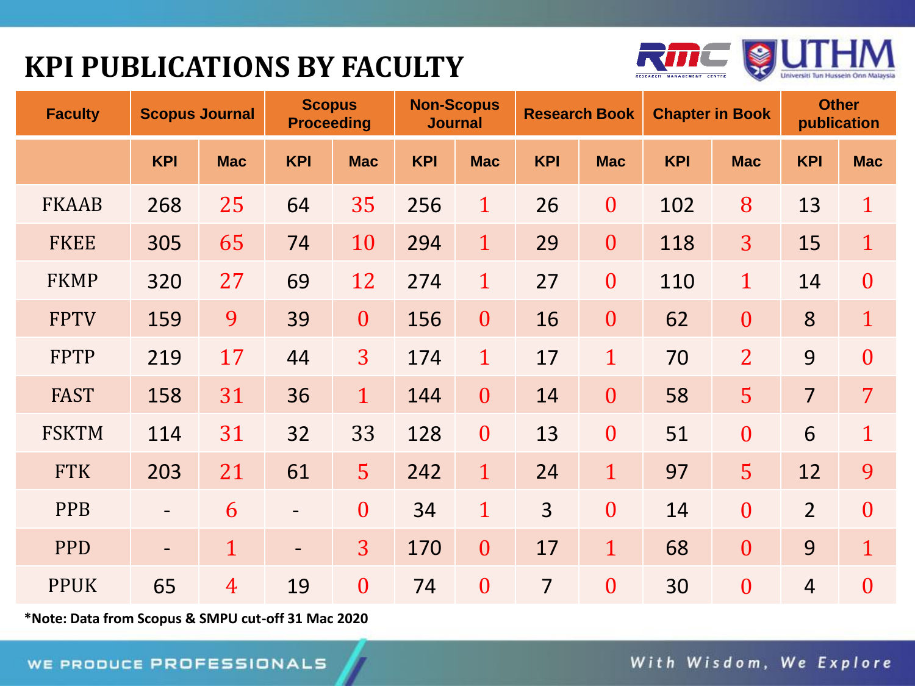# KPI PUBLICATIONS BY FACULTY

| Faculty | Scopus Journal | | Scopus Proceeding | | Non-Scopus Journal | | Research Book | | Chapter in Book | | Other publication | |
|---|---|---|---|---|---|---|---|---|---|---|---|---|
| | KPI | Mac | KPI | Mac | KPI | Mac | KPI | Mac | KPI | Mac | KPI | Mac |
| FKAAB | 268 | 25 | 64 | 35 | 256 | 1 | 26 | 0 | 102 | 8 | 13 | 1 |
| FKEE | 305 | 65 | 74 | 10 | 294 | 1 | 29 | 0 | 118 | 3 | 15 | 1 |
| FKMP | 320 | 27 | 69 | 12 | 274 | 1 | 27 | 0 | 110 | 1 | 14 | 0 |
| FPTV | 159 | 9 | 39 | 0 | 156 | 0 | 16 | 0 | 62 | 0 | 8 | 1 |
| FPTP | 219 | 17 | 44 | 3 | 174 | 1 | 17 | 1 | 70 | 2 | 9 | 0 |
| FAST | 158 | 31 | 36 | 1 | 144 | 0 | 14 | 0 | 58 | 5 | 7 | 7 |
| FSKTM | 114 | 31 | 32 | 33 | 128 | 0 | 13 | 0 | 51 | 0 | 6 | 1 |
| FTK | 203 | 21 | 61 | 5 | 242 | 1 | 24 | 1 | 97 | 5 | 12 | 9 |
| PPB | - | 6 | - | 0 | 34 | 1 | 3 | 0 | 14 | 0 | 2 | 0 |
| PPD | - | 1 | - | 3 | 170 | 0 | 17 | 1 | 68 | 0 | 9 | 1 |
| PPUK | 65 | 4 | 19 | 0 | 74 | 0 | 7 | 0 | 30 | 0 | 4 | 0 |

**\*Note: Data from Scopus & SMPU cut-off 31 Mac 2020**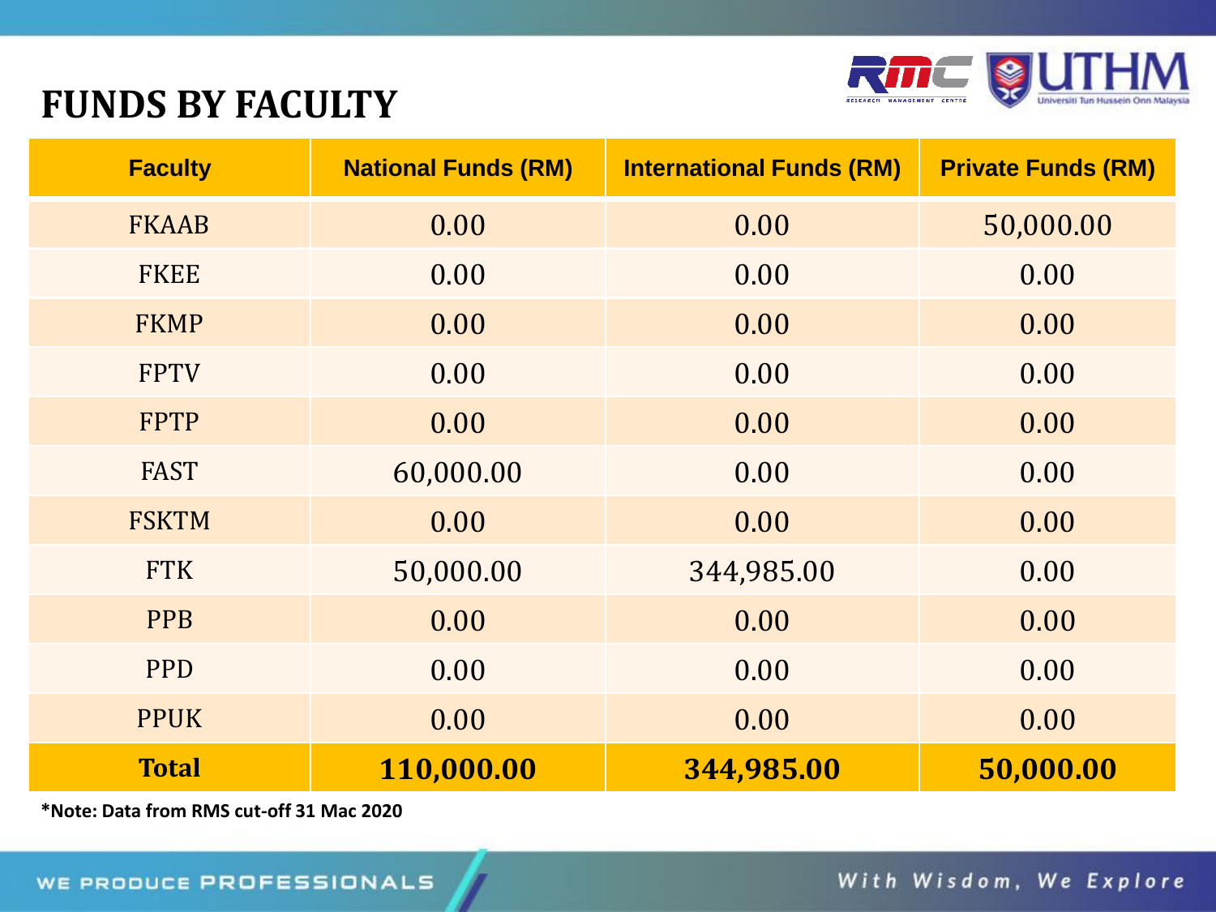# FUNDS BY FACULTY

| Faculty | National Funds (RM) | International Funds (RM) | Private Funds (RM) |
|---|---|---|---|
| FKAAB | 0.00 | 0.00 | 50,000.00 |
| FKEE | 0.00 | 0.00 | 0.00 |
| FKMP | 0.00 | 0.00 | 0.00 |
| FPTV | 0.00 | 0.00 | 0.00 |
| FPTP | 0.00 | 0.00 | 0.00 |
| FAST | 60,000.00 | 0.00 | 0.00 |
| FSKTM | 0.00 | 0.00 | 0.00 |
| FTK | 50,000.00 | 344,985.00 | 0.00 |
| PPB | 0.00 | 0.00 | 0.00 |
| PPD | 0.00 | 0.00 | 0.00 |
| PPUK | 0.00 | 0.00 | 0.00 |
| **Total** | **110,000.00** | **344,985.00** | **50,000.00** |

**\*Note: Data from RMS cut-off 31 Mac 2020**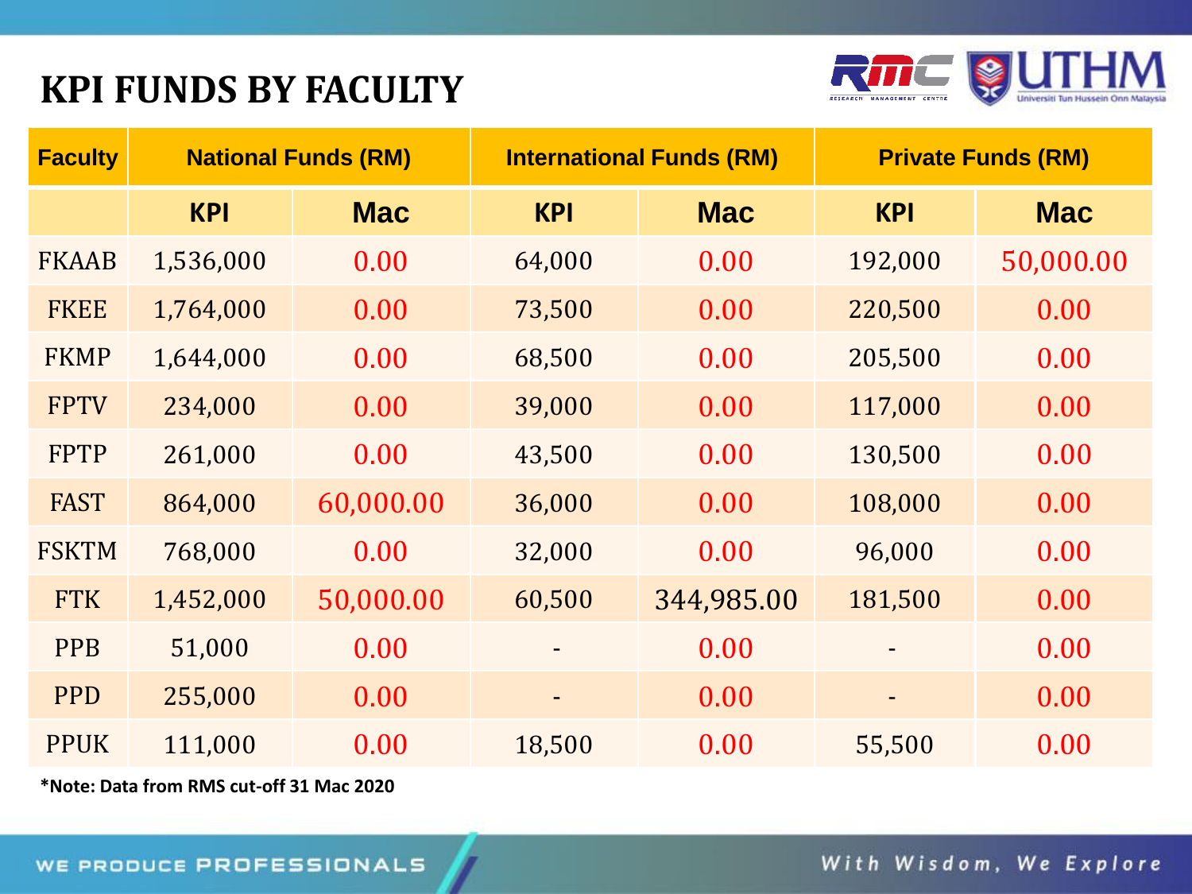# KPI FUNDS BY FACULTY

| Faculty | National Funds (RM) | | International Funds (RM) | | Private Funds (RM) | |
|---|---|---|---|---|---|---|
| | KPI | Mac | KPI | Mac | KPI | Mac |
| FKAAB | 1,536,000 | 0.00 | 64,000 | 0.00 | 192,000 | 50,000.00 |
| FKEE | 1,764,000 | 0.00 | 73,500 | 0.00 | 220,500 | 0.00 |
| FKMP | 1,644,000 | 0.00 | 68,500 | 0.00 | 205,500 | 0.00 |
| FPTV | 234,000 | 0.00 | 39,000 | 0.00 | 117,000 | 0.00 |
| FPTP | 261,000 | 0.00 | 43,500 | 0.00 | 130,500 | 0.00 |
| FAST | 864,000 | 60,000.00 | 36,000 | 0.00 | 108,000 | 0.00 |
| FSKTM | 768,000 | 0.00 | 32,000 | 0.00 | 96,000 | 0.00 |
| FTK | 1,452,000 | 50,000.00 | 60,500 | 344,985.00 | 181,500 | 0.00 |
| PPB | 51,000 | 0.00 | - | 0.00 | - | 0.00 |
| PPD | 255,000 | 0.00 | - | 0.00 | - | 0.00 |
| PPUK | 111,000 | 0.00 | 18,500 | 0.00 | 55,500 | 0.00 |

**\*Note: Data from RMS cut-off 31 Mac 2020**